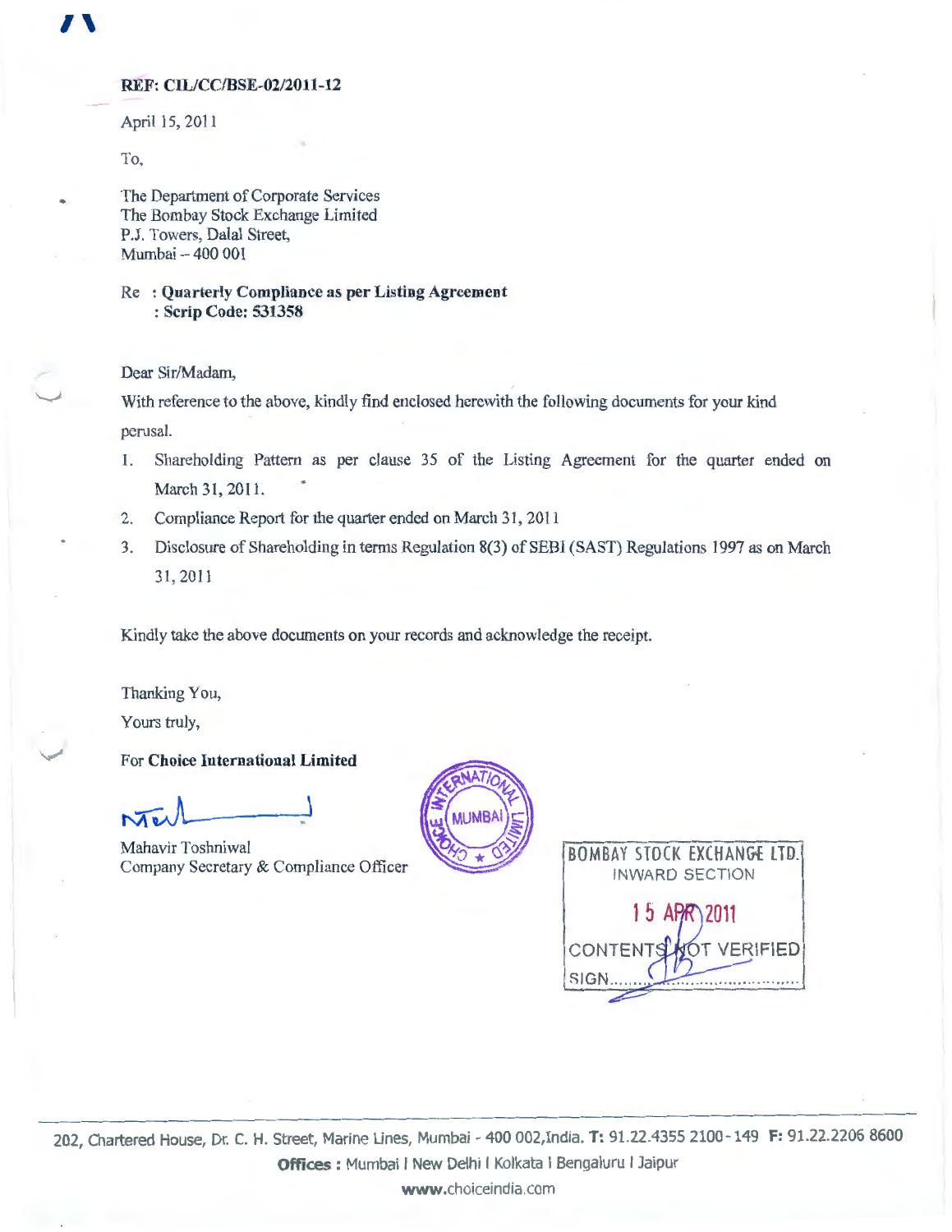**REF: CIL/CC/BSE-02/2011-12**

April 15, 2011

To,

The Department of Corporate Services
The Bombay Stock Exchange Limited
P.J. Towers, Dalal Street,
Mumbai – 400 001

Re : **Quarterly Compliance as per Listing Agreement**
: **Scrip Code: 531358**

Dear Sir/Madam,

With reference to the above, kindly find enclosed herewith the following documents for your kind perusal.

1. Shareholding Pattern as per clause 35 of the Listing Agreement for the quarter ended on March 31, 2011.
2. Compliance Report for the quarter ended on March 31, 2011
3. Disclosure of Shareholding in terms Regulation 8(3) of SEBI (SAST) Regulations 1997 as on March 31, 2011

Kindly take the above documents on your records and acknowledge the receipt.

Thanking You,

Yours truly,

For **Choice International Limited**

Mahavir Toshniwal
Company Secretary & Compliance Officer

CHOICE INTERNATIONAL LIMITED MUMBAI

BOMBAY STOCK EXCHANGE LTD.
INWARD SECTION
15 APR 2011
CONTENTS NOT VERIFIED
SIGN........

202, Chartered House, Dr. C. H. Street, Marine Lines, Mumbai - 400 002,India. **T:** 91.22.4355 2100-149 **F:** 91.22.2206 8600
**Offices :** Mumbai I New Delhi I Kolkata I Bengaluru I Jaipur
**www.**choiceindia.com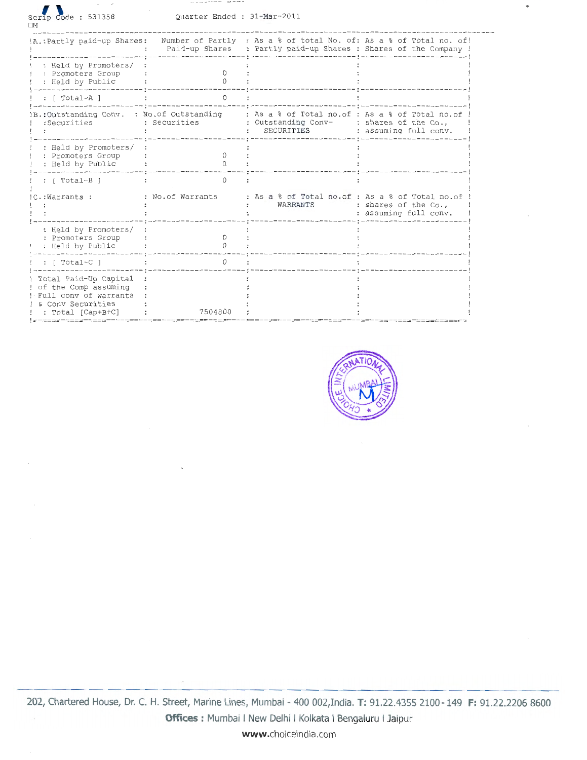Scrip Code : 531358 Quarter Ended : 31-Mar-2011

| A.: Partly paid-up Shares: | Number of Partly Paid-up Shares | As a % of total No. of: Partly paid-up Shares | As a % of Total no. of Shares of the Company |
|---|---|---|---|
| Held by Promoters/ Promoters Group | 0 | | |
| Held by Public | 0 | | |
| [ Total-A ] | 0 | | |

| B.: Outstanding Conv. Securities | No.of Outstanding Securities | As a % of Total no.of Outstanding Conv-SECURITIES | As a % of Total no.of shares of the Co., assuming full conv. |
|---|---|---|---|
| Held by Promoters/ Promoters Group | 0 | | |
| Held by Public | 0 | | |
| [ Total-B ] | 0 | | |

| C.: Warrants : | No.of Warrants | As a % of Total no.of WARRANTS | As a % of Total no.of shares of the Co., assuming full conv. |
|---|---|---|---|
| Held by Promoters/ Promoters Group | 0 | | |
| Held by Public | 0 | | |
| [ Total-C ] | 0 | | |
| Total Paid-Up Capital of the Comp assuming Full conv of warrants & Conv Securities : Total [Cap+B+C] | 7504800 | | |

202, Chartered House, Dr. C. H. Street, Marine Lines, Mumbai - 400 002,India. T: 91.22.4355 2100-149 F: 91.22.2206 8600

Offices : Mumbai | New Delhi | Kolkata | Bengaluru | Jaipur

www.choiceindia.com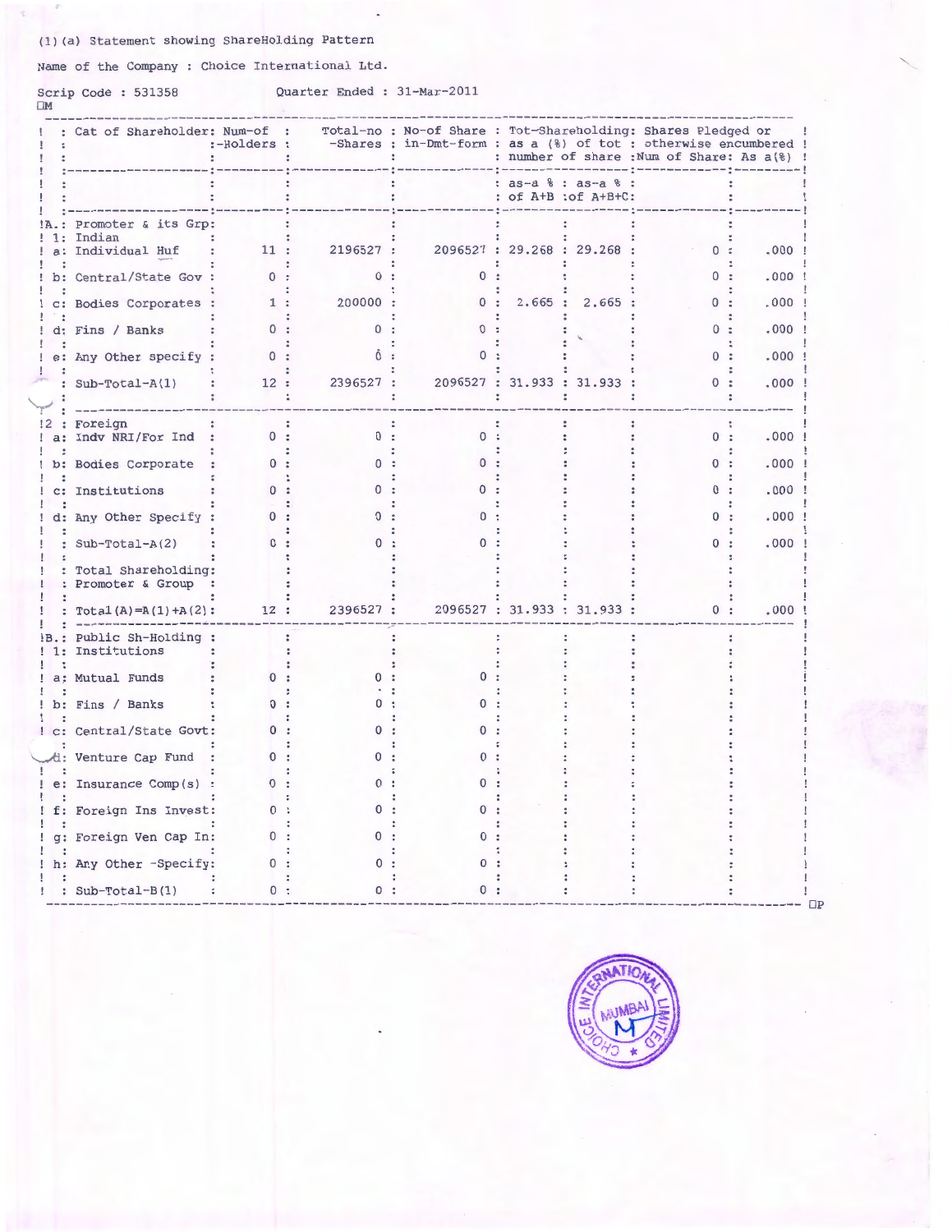(1)(a) Statement showing ShareHolding Pattern

Name of the Company : Choice International Ltd.

Scrip Code : 531358 Quarter Ended : 31-Mar-2011

| | Cat of Shareholder | Num-of -Holders | Total-no -Shares | No-of Share in-Dmt-form | Tot-Shareholding: as a (%) of tot number of share | | Shares Pledged or otherwise encumbered | |
|---|---|---|---|---|---|---|---|---|
| | | | | | as-a % of A+B | as-a % of A+B+C | Num of Share | As a(%) |
| A. | Promoter & its Grp: | | | | | | | |
| 1: | Indian | | | | | | | |
| a: | Individual Huf | 11 | 2196527 | 2096527 | 29.268 | 29.268 | 0 | .000 |
| b: | Central/State Gov | 0 | 0 | 0 | | | 0 | .000 |
| c: | Bodies Corporates | 1 | 200000 | 0 | 2.665 | 2.665 | 0 | .000 |
| d: | Fins / Banks | 0 | 0 | 0 | | | 0 | .000 |
| e: | Any Other specify | 0 | 0 | 0 | | | 0 | .000 |
| | Sub-Total-A(1) | 12 | 2396527 | 2096527 | 31.933 | 31.933 | 0 | .000 |
| 2 | Foreign | | | | | | | |
| a: | Indv NRI/For Ind | 0 | 0 | 0 | | | 0 | .000 |
| b: | Bodies Corporate | 0 | 0 | 0 | | | 0 | .000 |
| c: | Institutions | 0 | 0 | 0 | | | 0 | .000 |
| d: | Any Other Specify | 0 | 0 | 0 | | | 0 | .000 |
| | Sub-Total-A(2) | 0 | 0 | 0 | | | 0 | .000 |
| | Total Shareholding: Promoter & Group | | | | | | | |
| | Total(A)=A(1)+A(2): | 12 | 2396527 | 2096527 | 31.933 | 31.933 | 0 | .000 |
| B. | Public Sh-Holding | | | | | | | |
| 1: | Institutions | | | | | | | |
| a: | Mutual Funds | 0 | 0 | 0 | | | | |
| b: | Fins / Banks | 0 | 0 | 0 | | | | |
| c: | Central/State Govt | 0 | 0 | 0 | | | | |
| d: | Venture Cap Fund | 0 | 0 | 0 | | | | |
| e: | Insurance Comp(s) | 0 | 0 | 0 | | | | |
| f: | Foreign Ins Invest | 0 | 0 | 0 | | | | |
| g: | Foreign Ven Cap In | 0 | 0 | 0 | | | | |
| h: | Any Other -Specify | 0 | 0 | 0 | | | | |
| | Sub-Total-B(1) | 0 | 0 | 0 | | | | |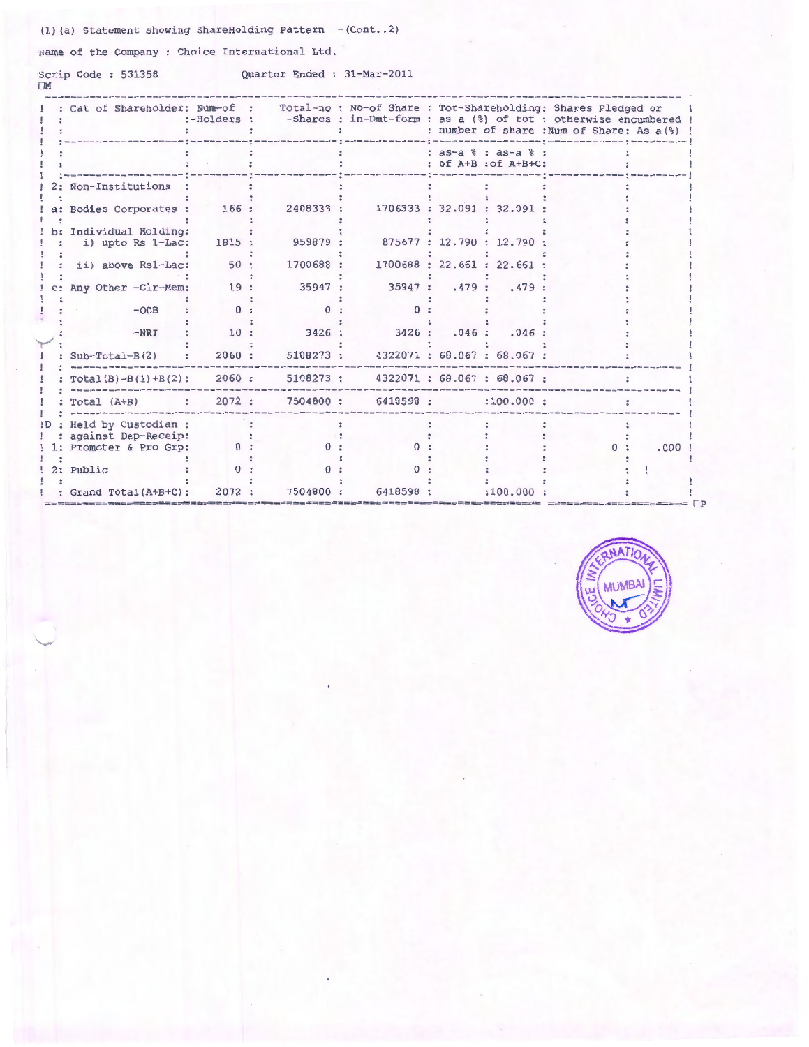(1)(a) Statement showing ShareHolding Pattern -(Cont..2)

Name of the Company : Choice International Ltd.

Scrip Code : 531358 Quarter Ended : 31-Mar-2011

| Cat of Shareholder | Num-of -Holders | Total-no -Shares | No-of Share in-Dmt-form | Tot-Shareholding: as a (%) of tot number of share | | Shares Pledged or otherwise encumbered | |
|---|---|---|---|---|---|---|---|
| | | | | as-a % of A+B | as-a % of A+B+C | Num of Share | As a(%) |
| 2: Non-Institutions | | | | | | | |
| a: Bodies Corporates | 166 | 2408333 | 1706333 | 32.091 | 32.091 | | |
| b: Individual Holding: | | | | | | | |
| i) upto Rs 1-Lac | 1815 | 959879 | 875677 | 12.790 | 12.790 | | |
| ii) above Rs1-Lac | 50 | 1700688 | 1700688 | 22.661 | 22.661 | | |
| c: Any Other -Clr-Mem | 19 | 35947 | 35947 | .479 | .479 | | |
| -OCB | 0 | 0 | 0 | | | | |
| -NRI | 10 | 3426 | 3426 | .046 | .046 | | |
| Sub-Total-B(2) | 2060 | 5108273 | 4322071 | 68.067 | 68.067 | | |
| Total(B)=B(1)+B(2) | 2060 | 5108273 | 4322071 | 68.067 | 68.067 | | |
| Total (A+B) | 2072 | 7504800 | 6418598 | | 100.000 | | |
| D : Held by Custodian against Dep-Receip: | | | | | | | |
| 1: Promoter & Pro Grp | 0 | 0 | 0 | | | 0 | .000 |
| 2: Public | 0 | 0 | 0 | | | | |
| Grand Total(A+B+C) | 2072 | 7504800 | 6418598 | | 100.000 | | |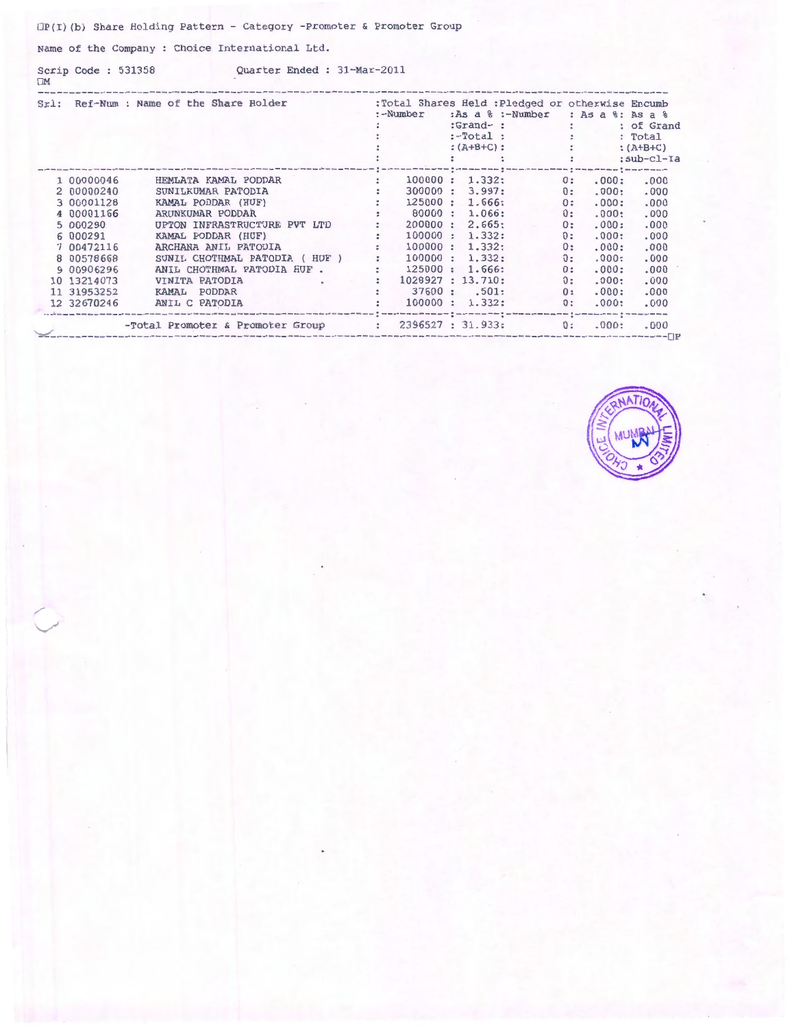(I)(b) Share Holding Pattern - Category -Promoter & Promoter Group

Name of the Company : Choice International Ltd.

Scrip Code : 531358 Quarter Ended : 31-Mar-2011

| Srl: | Ref-Num | Name of the Share Holder | Total Shares Held: Number | As a % Grand-Total (A+B+C) | Pledged or otherwise Encumb: Number | As a % | As a % of Grand Total (A+B+C) sub-cl-Ia |
|---|---|---|---|---|---|---|---|
| 1 | 00000046 | HEMLATA KAMAL PODDAR | 100000 | 1.332 | 0 | .000 | .000 |
| 2 | 00000240 | SUNILKUMAR PATODIA | 300000 | 3.997 | 0 | .000 | .000 |
| 3 | 00001128 | KAMAL PODDAR (HUF) | 125000 | 1.666 | 0 | .000 | .000 |
| 4 | 00001166 | ARUNKUMAR PODDAR | 80000 | 1.066 | 0 | .000 | .000 |
| 5 | 000290 | UPTON INFRASTRUCTURE PVT LTD | 200000 | 2.665 | 0 | .000 | .000 |
| 6 | 000291 | KAMAL PODDAR (HUF) | 100000 | 1.332 | 0 | .000 | .000 |
| 7 | 00472116 | ARCHANA ANIL PATODIA | 100000 | 1.332 | 0 | .000 | .000 |
| 8 | 00578668 | SUNIL CHOTHMAL PATODIA ( HUF ) | 100000 | 1.332 | 0 | .000 | .000 |
| 9 | 00906296 | ANIL CHOTHMAL PATODIA HUF . | 125000 | 1.666 | 0 | .000 | .000 |
| 10 | 13214073 | VINITA PATODIA | 1028927 | 13.710 | 0 | .000 | .000 |
| 11 | 31953252 | KAMAL PODDAR | 37600 | .501 | 0 | .000 | .000 |
| 12 | 32670246 | ANIL C PATODIA | 100000 | 1.332 | 0 | .000 | .000 |
| | | -Total Promoter & Promoter Group | 2396527 | 31.933 | 0 | .000 | .000 |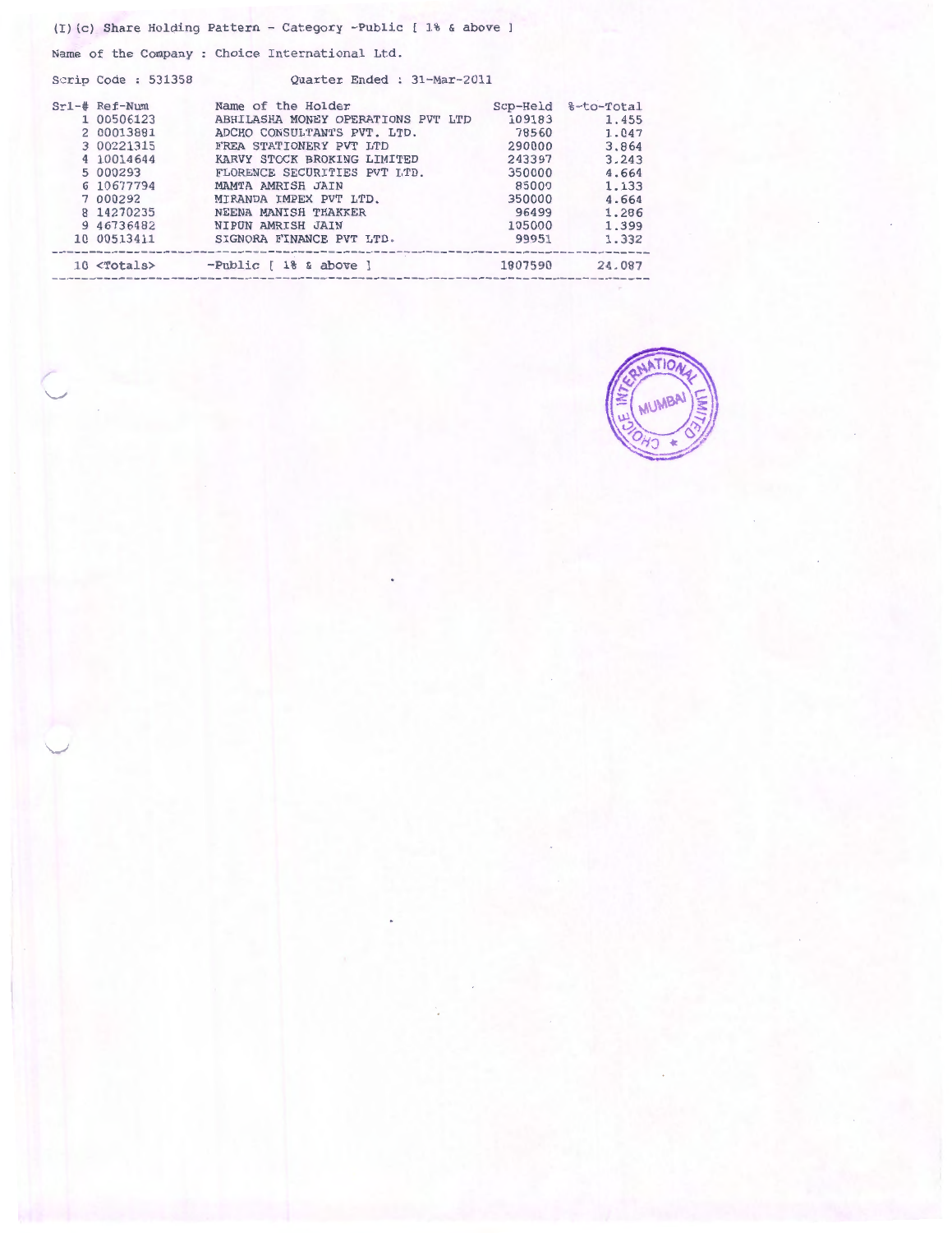(I) (c) Share Holding Pattern - Category -Public [ 1% & above ]

Name of the Company : Choice International Ltd.

Scrip Code : 531358 Quarter Ended : 31-Mar-2011

| Srl-# | Ref-Num | Name of the Holder | Scp-Held | %-to-Total |
|---|---|---|---|---|
| 1 | 00506123 | ABHILASHA MONEY OPERATIONS PVT LTD | 109183 | 1.455 |
| 2 | 00013881 | ADCHO CONSULTANTS PVT. LTD. | 78560 | 1.047 |
| 3 | 00221315 | FREA STATIONERY PVT LTD | 290000 | 3.864 |
| 4 | 10014644 | KARVY STOCK BROKING LIMITED | 243397 | 3.243 |
| 5 | 000293 | FLORENCE SECURITIES PVT LTD. | 350000 | 4.664 |
| 6 | 10677794 | MAMTA AMRISH JAIN | 85000 | 1.133 |
| 7 | 000292 | MIRANDA IMPEX PVT LTD. | 350000 | 4.664 |
| 8 | 14270235 | NEENA MANISH THAKKER | 96499 | 1.286 |
| 9 | 46736482 | NIPUN AMRISH JAIN | 105000 | 1.399 |
| 10 | 00513411 | SIGNORA FINANCE PVT LTD. | 99951 | 1.332 |
| 10 | <Totals> | -Public [ 1% & above ] | 1807590 | 24.087 |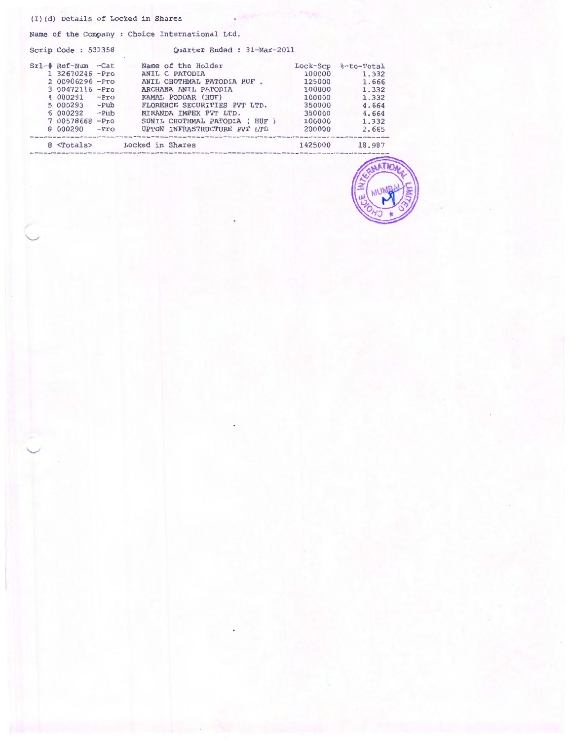(I)(d) Details of Locked in Shares

Name of the Company : Choice International Ltd.

Scrip Code : 531358 Quarter Ended : 31-Mar-2011

| Srl-# | Ref-Num | -Cat | Name of the Holder | Lock-Scp | %-to-Total |
|---|---|---|---|---|---|
| 1 | 32670246 | -Pro | ANIL C PATODIA | 100000 | 1.332 |
| 2 | 00906296 | -Pro | ANIL CHOTHMAL PATODIA HUF . | 125000 | 1.666 |
| 3 | 00472116 | -Pro | ARCHANA ANIL PATODIA | 100000 | 1.332 |
| 4 | 000291 | -Pro | KAMAL PODDAR (HUF) | 100000 | 1.332 |
| 5 | 000293 | -Pub | FLORENCE SECURITIES PVT LTD. | 350000 | 4.664 |
| 6 | 000292 | -Pub | MIRANDA IMPEX PVT LTD. | 350000 | 4.664 |
| 7 | 00578668 | -Pro | SUNIL CHOTHMAL PATODIA ( HUF ) | 100000 | 1.332 |
| 8 | 000290 | -Pro | UPTON INFRASTRUCTURE PVT LTD | 200000 | 2.665 |
| 8 | <Totals> | | Locked in Shares | 1425000 | 18.987 |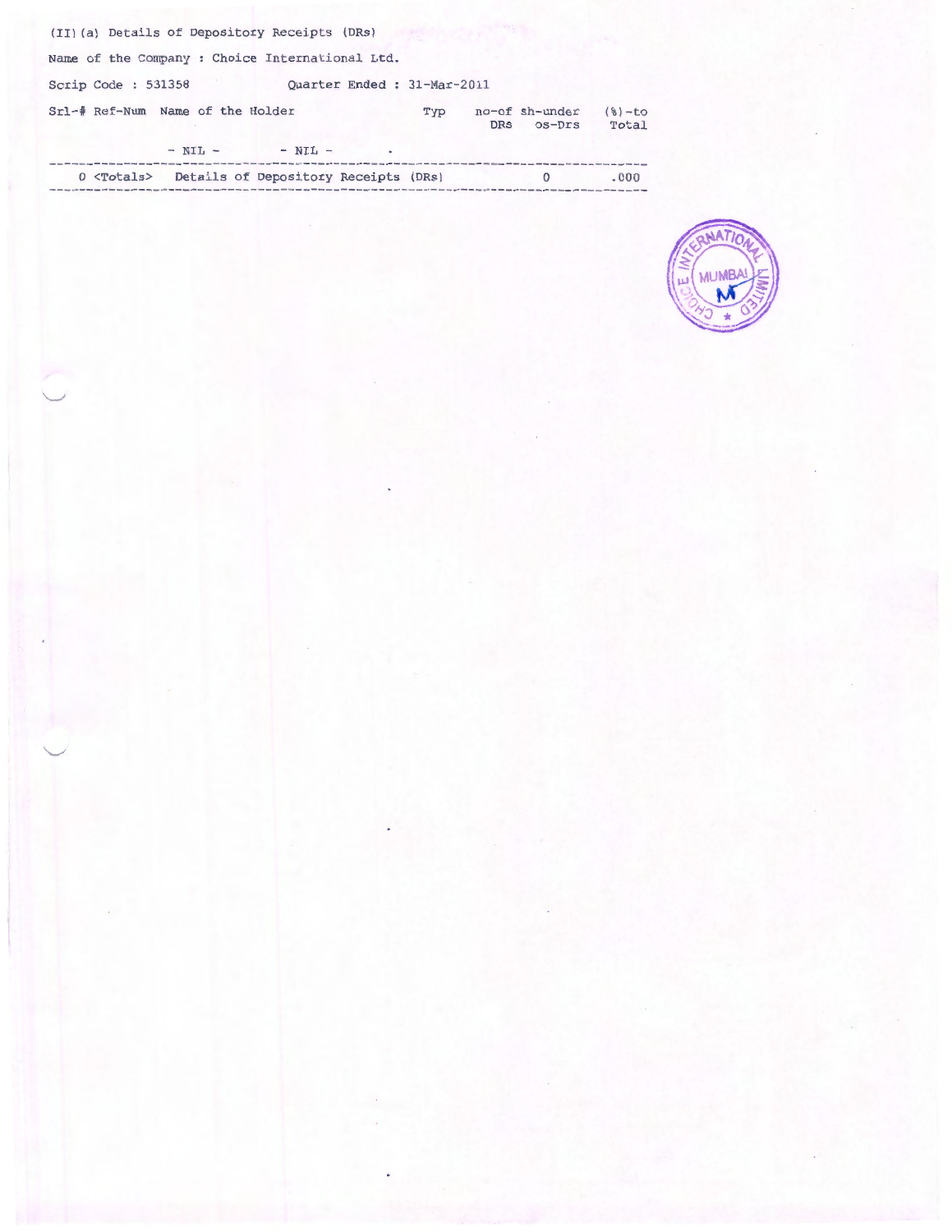(II)(a) Details of Depository Receipts (DRs)

Name of the Company : Choice International Ltd.

Scrip Code : 531358 Quarter Ended : 31-Mar-2011

| Srl-# | Ref-Num | Name of the Holder | Typ | no-of DRs | sh-under os-Drs | (%)-to Total |
|---|---|---|---|---|---|---|
| | - NIL - | - NIL - | | | | |
| 0 | <Totals> | Details of Depository Receipts (DRs) | | | 0 | .000 |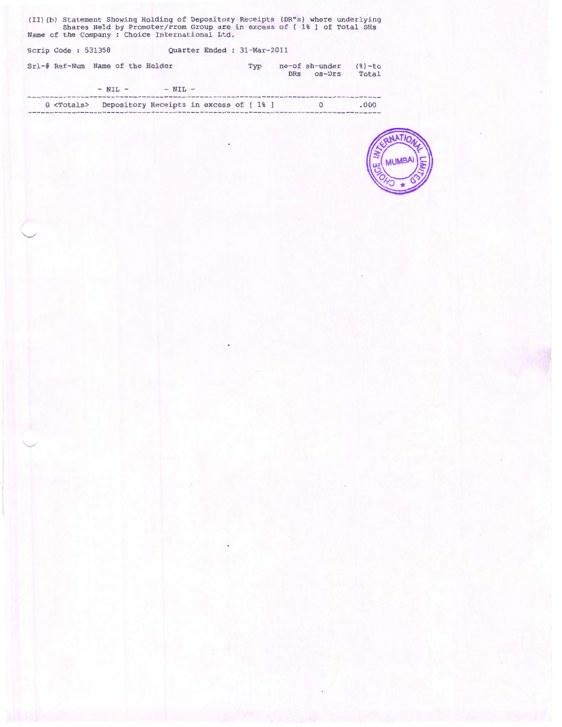(II)(b) Statement Showing Holding of Depository Receipts (DR"s) where underlying Shares Held by Promoter/Prom Group are in excess of [ 1% ] of Total SHs

Name of the Company : Choice International Ltd.

Scrip Code : 531358 Quarter Ended : 31-Mar-2011

| Srl-# | Ref-Num | Name of the Holder | Typ | no-of DRs | sh-under os-Drs | (%)-to Total |
|---|---|---|---|---|---|---|
| | - NIL - | - NIL - | | | | |
| 0 | <Totals> | Depository Receipts in excess of [ 1% ] | | | 0 | .000 |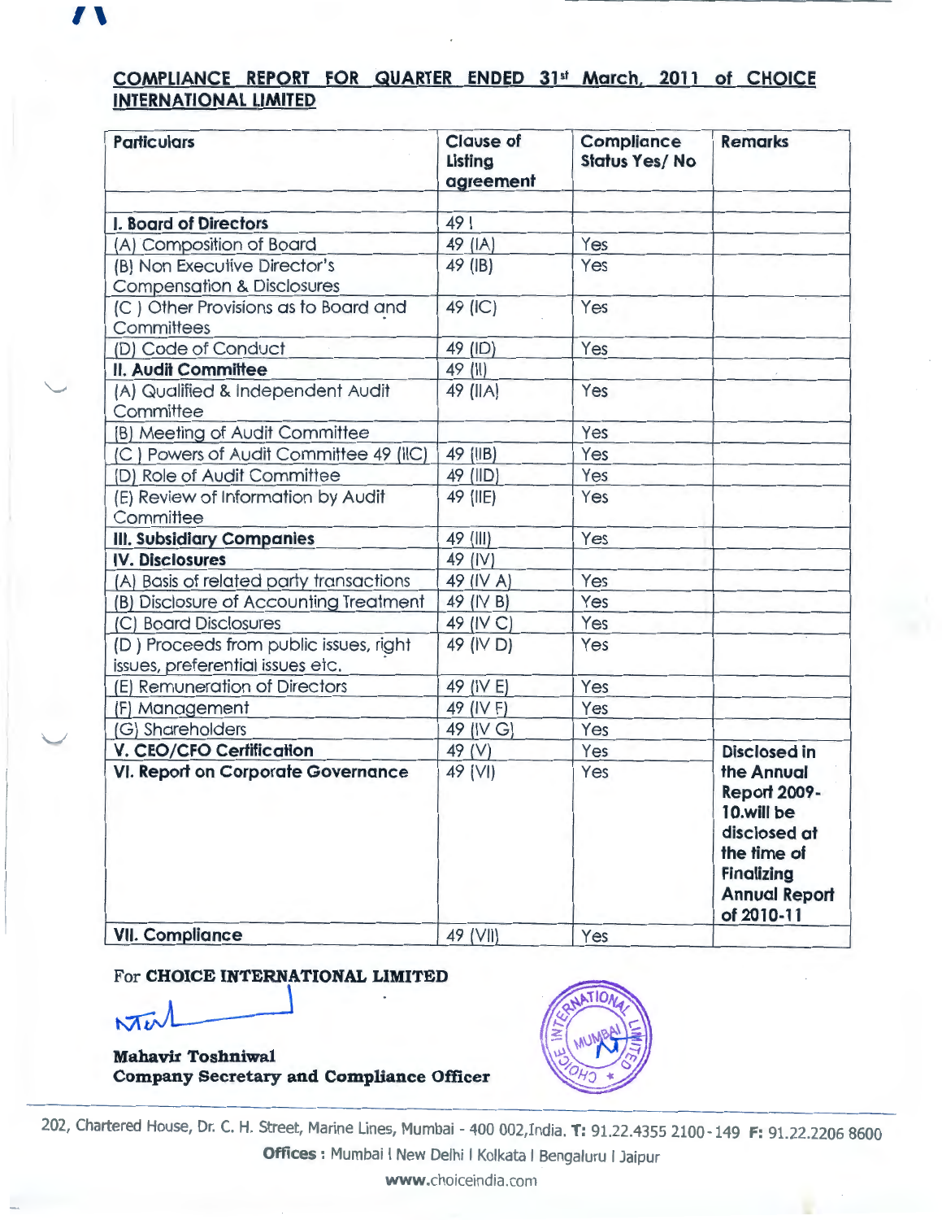## COMPLIANCE REPORT FOR QUARTER ENDED 31st March, 2011 of CHOICE INTERNATIONAL LIMITED

| Particulars | Clause of Listing agreement | Compliance Status Yes/ No | Remarks |
|---|---|---|---|
| | | | |
| **I. Board of Directors** | 49 I | | |
| (A) Composition of Board | 49 (IA) | Yes | |
| (B) Non Executive Director's Compensation & Disclosures | 49 (IB) | Yes | |
| (C ) Other Provisions as to Board and Committees | 49 (IC) | Yes | |
| (D) Code of Conduct | 49 (ID) | Yes | |
| **II. Audit Committee** | 49 (II) | | |
| (A) Qualified & Independent Audit Committee | 49 (IIA) | Yes | |
| (B) Meeting of Audit Committee | | Yes | |
| (C ) Powers of Audit Committee 49 (IIC) | 49 (IIB) | Yes | |
| (D) Role of Audit Committee | 49 (IID) | Yes | |
| (E) Review of Information by Audit Committee | 49 (IIE) | Yes | |
| **III. Subsidiary Companies** | 49 (III) | Yes | |
| **IV. Disclosures** | 49 (IV) | | |
| (A) Basis of related party transactions | 49 (IV A) | Yes | |
| (B) Disclosure of Accounting Treatment | 49 (IV B) | Yes | |
| (C) Board Disclosures | 49 (IV C) | Yes | |
| (D ) Proceeds from public issues, right issues, preferential issues etc. | 49 (IV D) | Yes | |
| (E) Remuneration of Directors | 49 (IV E) | Yes | |
| (F) Management | 49 (IV F) | Yes | |
| (G) Shareholders | 49 (IV G) | Yes | |
| **V. CEO/CFO Certification** | 49 (V) | Yes | **Disclosed in the Annual Report 2009-10.will be disclosed at the time of Finalizing Annual Report of 2010-11** |
| **VI. Report on Corporate Governance** | 49 (VI) | Yes | |
| **VII. Compliance** | 49 (VII) | Yes | |

For **CHOICE INTERNATIONAL LIMITED**

**Mahavir Toshniwal**
**Company Secretary and Compliance Officer**

202, Chartered House, Dr. C. H. Street, Marine Lines, Mumbai - 400 002,India. **T:** 91.22.4355 2100-149 **F:** 91.22.2206 8600
**Offices :** Mumbai I New Delhi I Kolkata I Bengaluru I Jaipur
**www.**choiceindia.com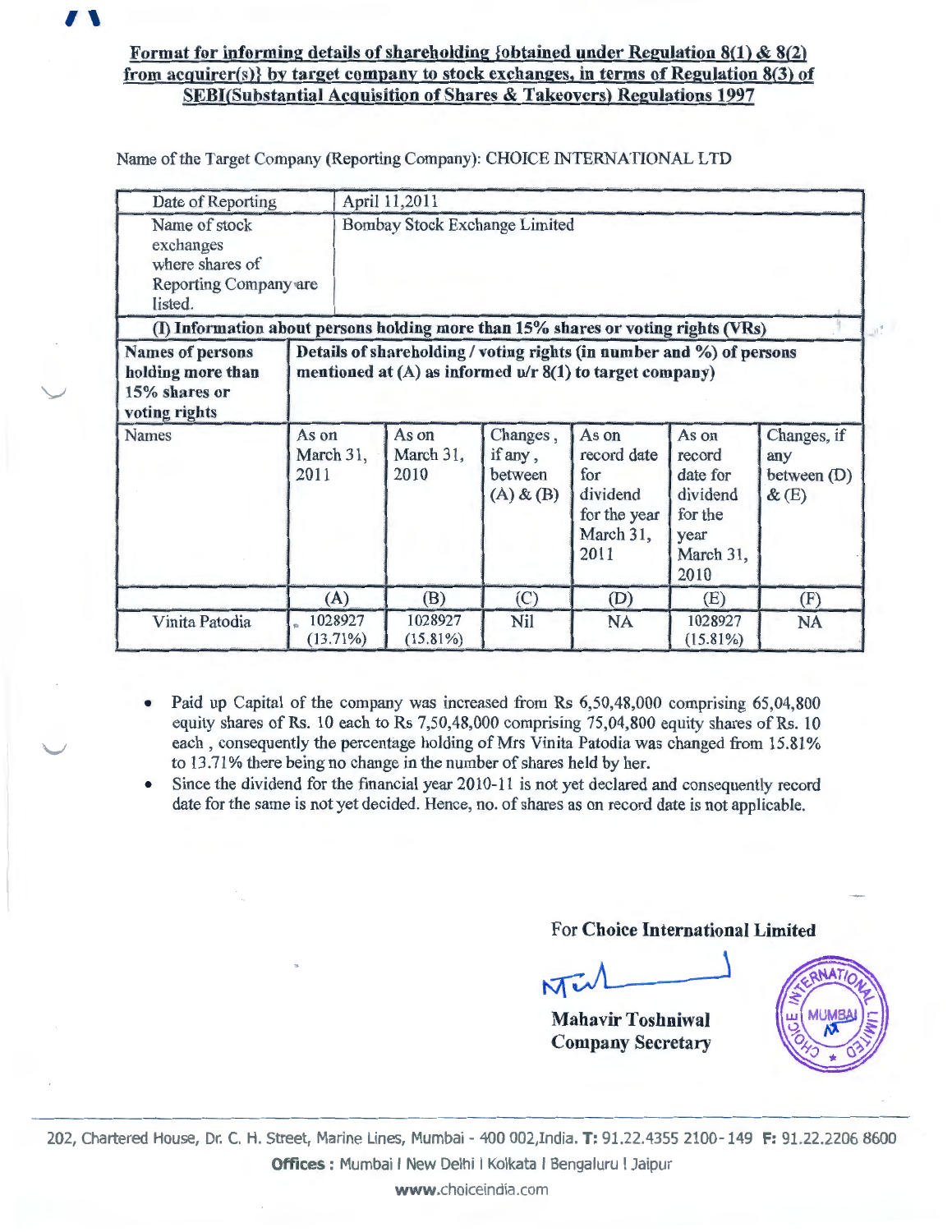**Format for informing details of shareholding {obtained under Regulation 8(1) & 8(2) from acquirer(s)} by target company to stock exchanges, in terms of Regulation 8(3) of SEBI(Substantial Acquisition of Shares & Takeovers) Regulations 1997**

Name of the Target Company (Reporting Company): CHOICE INTERNATIONAL LTD

| Date of Reporting | April 11,2011 | | | | | |
|---|---|---|---|---|---|---|
| Name of stock exchanges where shares of Reporting Company are listed. | Bombay Stock Exchange Limited | | | | | |
| **(I) Information about persons holding more than 15% shares or voting rights (VRs)** | | | | | | |
| **Names of persons holding more than 15% shares or voting rights** | **Details of shareholding / voting rights (in number and %) of persons mentioned at (A) as informed u/r 8(1) to target company)** | | | | | |
| Names | As on March 31, 2011 | As on March 31, 2010 | Changes, if any, between (A) & (B) | As on record date for dividend for the year March 31, 2011 | As on record date for dividend for the year March 31, 2010 | Changes, if any between (D) & (E) |
| | (A) | (B) | (C) | (D) | (E) | (F) |
| Vinita Patodia | 1028927 (13.71%) | 1028927 (15.81%) | Nil | NA | 1028927 (15.81%) | NA |

- Paid up Capital of the company was increased from Rs 6,50,48,000 comprising 65,04,800 equity shares of Rs. 10 each to Rs 7,50,48,000 comprising 75,04,800 equity shares of Rs. 10 each , consequently the percentage holding of Mrs Vinita Patodia was changed from 15.81% to 13.71% there being no change in the number of shares held by her.
- Since the dividend for the financial year 2010-11 is not yet declared and consequently record date for the same is not yet decided. Hence, no. of shares as on record date is not applicable.

For **Choice International Limited**

**Mahavir Toshniwal**
**Company Secretary**

202, Chartered House, Dr. C. H. Street, Marine Lines, Mumbai - 400 002,India. **T:** 91.22.4355 2100-149 **F:** 91.22.2206 8600
**Offices :** Mumbai I New Delhi I Kolkata I Bengaluru I Jaipur
www.choiceindia.com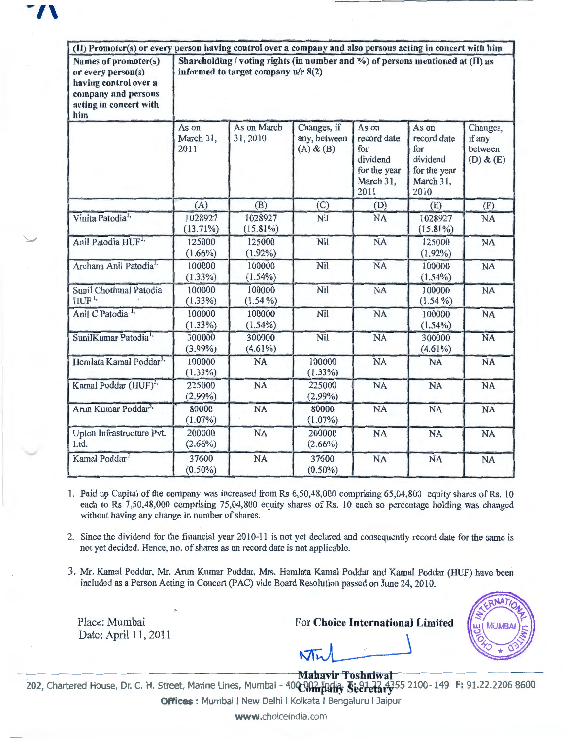| (II) Promoter(s) or every person having control over a company and also persons acting in concert with him | | | | | | |
|---|---|---|---|---|---|---|
| Names of promoter(s) or every person(s) having control over a company and persons acting in concert with him | Shareholding / voting rights (in number and %) of persons mentioned at (II) as informed to target company u/r 8(2) | | | | | |
| | As on March 31, 2011 | As on March 31, 2010 | Changes, if any, between (A) & (B) | As on record date for dividend for the year March 31, 2011 | As on record date for dividend for the year March 31, 2010 | Changes, if any between (D) & (E) |
| | (A) | (B) | (C) | (D) | (E) | (F) |
| Vinita Patodia[1] | 1028927 (13.71%) | 1028927 (15.81%) | Nil | NA | 1028927 (15.81%) | NA |
| Anil Patodia HUF[1] | 125000 (1.66%) | 125000 (1.92%) | Nil | NA | 125000 (1.92%) | NA |
| Archana Anil Patodia[1] | 100000 (1.33%) | 100000 (1.54%) | Nil | NA | 100000 (1.54%) | NA |
| Sunil Chothmal Patodia HUF[1] | 100000 (1.33%) | 100000 (1.54 %) | Nil | NA | 100000 (1.54 %) | NA |
| Anil C Patodia[1] | 100000 (1.33%) | 100000 (1.54%) | Nil | NA | 100000 (1.54%) | NA |
| SunilKumar Patodia[1] | 300000 (3.99%) | 300000 (4.61%) | Nil | NA | 300000 (4.61%) | NA |
| Hemlata Kamal Poddar[3] | 100000 (1.33%) | NA | 100000 (1.33%) | NA | NA | NA |
| Kamal Poddar (HUF)[3] | 225000 (2.99%) | NA | 225000 (2.99%) | NA | NA | NA |
| Arun Kumar Poddar[3] | 80000 (1.07%) | NA | 80000 (1.07%) | NA | NA | NA |
| Upton Infrastructure Pvt. Ltd. | 200000 (2.66%) | NA | 200000 (2.66%) | NA | NA | NA |
| Kamal Poddar[3] | 37600 (0.50%) | NA | 37600 (0.50%) | NA | NA | NA |

1. Paid up Capital of the company was increased from Rs 6,50,48,000 comprising 65,04,800 equity shares of Rs. 10 each to Rs 7,50,48,000 comprising 75,04,800 equity shares of Rs. 10 each so percentage holding was changed without having any change in number of shares.

2. Since the dividend for the financial year 2010-11 is not yet declared and consequently record date for the same is not yet decided. Hence, no. of shares as on record date is not applicable.

3. Mr. Kamal Poddar, Mr. Arun Kumar Poddar, Mrs. Hemlata Kamal Poddar and Kamal Poddar (HUF) have been included as a Person Acting in Concert (PAC) vide Board Resolution passed on June 24, 2010.

Place: Mumbai
Date: April 11, 2011

For **Choice International Limited**

**Mahavir Toshniwal**
**Company Secretary**

202, Chartered House, Dr. C. H. Street, Marine Lines, Mumbai - 400 002 India. **T:** 91.22.4355 2100-149 **F:** 91.22.2206 8600

**Offices :** Mumbai | New Delhi | Kolkata | Bengaluru | Jaipur

**www**.choiceindia.com